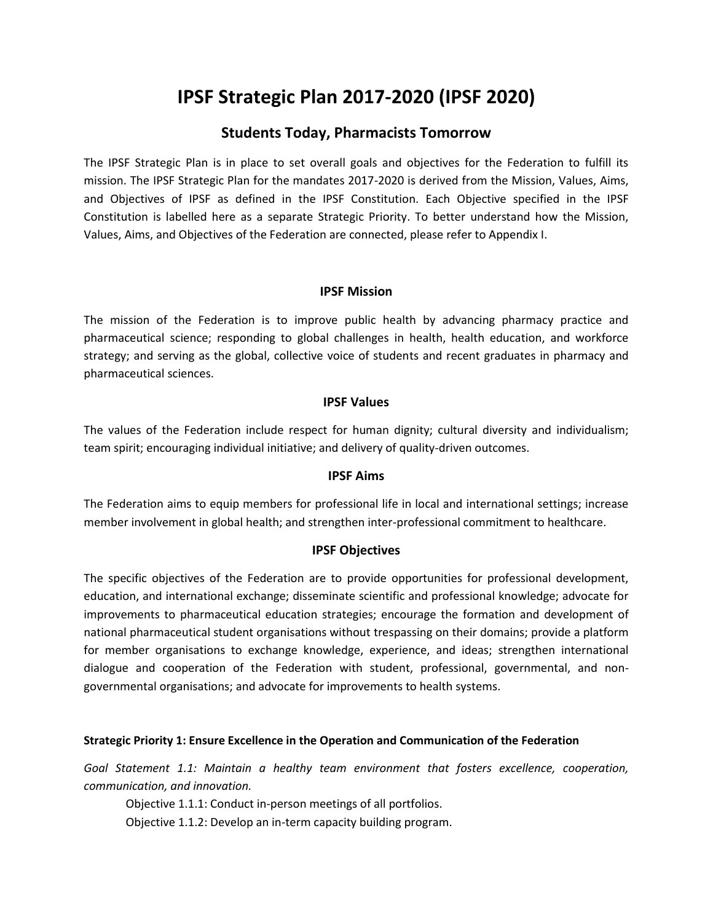# IPSF Strategic Plan 2017-2020 (IPSF 2020)

## Students Today, Pharmacists Tomorrow

The IPSF Strategic Plan is in place to set overall goals and objectives for the Federation to fulfill its mission. The IPSF Strategic Plan for the mandates 2017-2020 is derived from the Mission, Values, Aims, and Objectives of IPSF as defined in the IPSF Constitution. Each Objective specified in the IPSF Constitution is labelled here as a separate Strategic Priority. To better understand how the Mission, Values, Aims, and Objectives of the Federation are connected, please refer to Appendix I.

### IPSF Mission

The mission of the Federation is to improve public health by advancing pharmacy practice and pharmaceutical science; responding to global challenges in health, health education, and workforce strategy; and serving as the global, collective voice of students and recent graduates in pharmacy and pharmaceutical sciences.

### IPSF Values

The values of the Federation include respect for human dignity; cultural diversity and individualism; team spirit; encouraging individual initiative; and delivery of quality-driven outcomes.

### IPSF Aims

The Federation aims to equip members for professional life in local and international settings; increase member involvement in global health; and strengthen inter-professional commitment to healthcare.

### IPSF Objectives

The specific objectives of the Federation are to provide opportunities for professional development, education, and international exchange; disseminate scientific and professional knowledge; advocate for improvements to pharmaceutical education strategies; encourage the formation and development of national pharmaceutical student organisations without trespassing on their domains; provide a platform for member organisations to exchange knowledge, experience, and ideas; strengthen international dialogue and cooperation of the Federation with student, professional, governmental, and non-governmental organisations; and advocate for improvements to health systems.

**Strategic Priority 1: Ensure Excellence in the Operation and Communication of the Federation**

*Goal Statement 1.1: Maintain a healthy team environment that fosters excellence, cooperation, communication, and innovation.*

Objective 1.1.1: Conduct in-person meetings of all portfolios.

Objective 1.1.2: Develop an in-term capacity building program.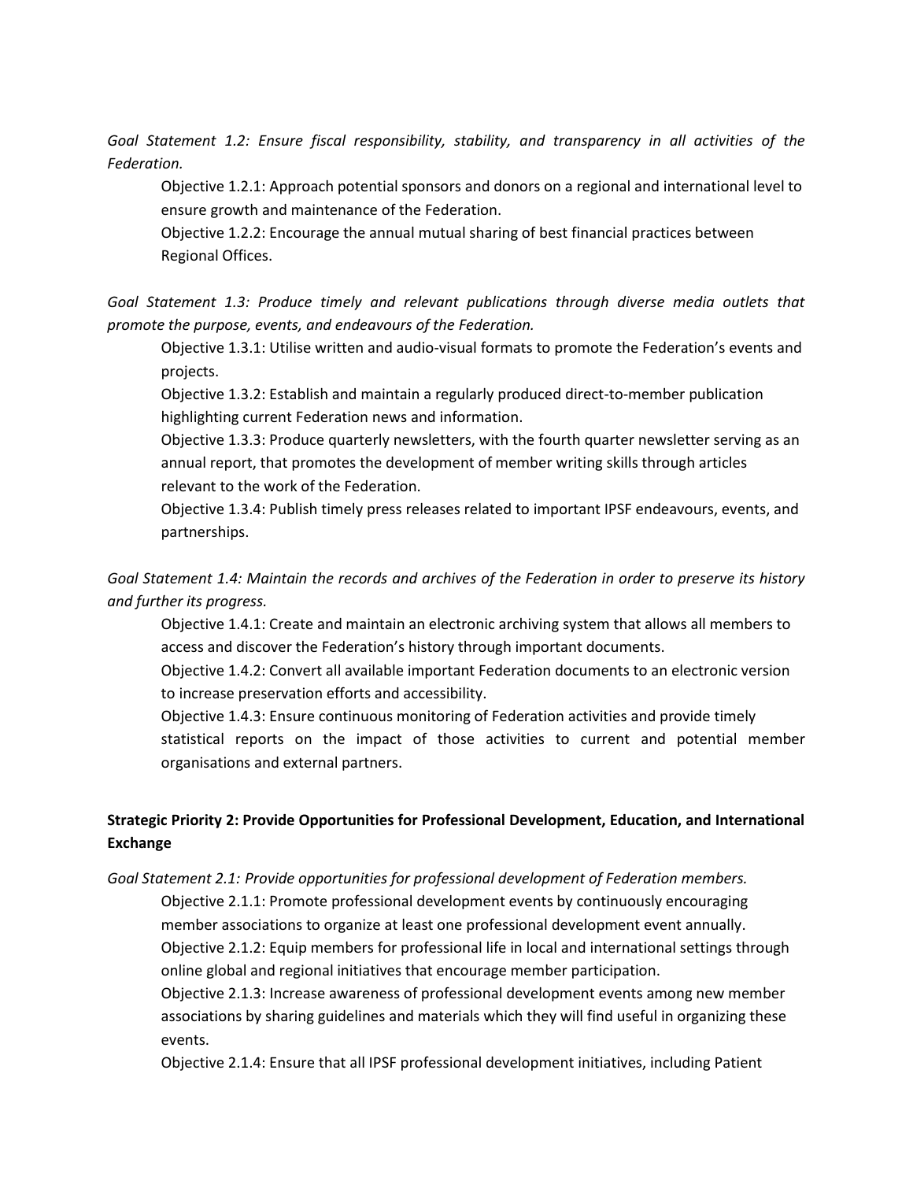*Goal Statement 1.2: Ensure fiscal responsibility, stability, and transparency in all activities of the Federation.*

Objective 1.2.1: Approach potential sponsors and donors on a regional and international level to ensure growth and maintenance of the Federation.

Objective 1.2.2: Encourage the annual mutual sharing of best financial practices between Regional Offices.

*Goal Statement 1.3: Produce timely and relevant publications through diverse media outlets that promote the purpose, events, and endeavours of the Federation.*

Objective 1.3.1: Utilise written and audio-visual formats to promote the Federation's events and projects.

Objective 1.3.2: Establish and maintain a regularly produced direct-to-member publication highlighting current Federation news and information.

Objective 1.3.3: Produce quarterly newsletters, with the fourth quarter newsletter serving as an annual report, that promotes the development of member writing skills through articles relevant to the work of the Federation.

Objective 1.3.4: Publish timely press releases related to important IPSF endeavours, events, and partnerships.

*Goal Statement 1.4: Maintain the records and archives of the Federation in order to preserve its history and further its progress.*

Objective 1.4.1: Create and maintain an electronic archiving system that allows all members to access and discover the Federation's history through important documents.

Objective 1.4.2: Convert all available important Federation documents to an electronic version to increase preservation efforts and accessibility.

Objective 1.4.3: Ensure continuous monitoring of Federation activities and provide timely statistical reports on the impact of those activities to current and potential member organisations and external partners.

**Strategic Priority 2: Provide Opportunities for Professional Development, Education, and International Exchange**

*Goal Statement 2.1: Provide opportunities for professional development of Federation members.*

Objective 2.1.1: Promote professional development events by continuously encouraging member associations to organize at least one professional development event annually.

Objective 2.1.2: Equip members for professional life in local and international settings through online global and regional initiatives that encourage member participation.

Objective 2.1.3: Increase awareness of professional development events among new member associations by sharing guidelines and materials which they will find useful in organizing these events.

Objective 2.1.4: Ensure that all IPSF professional development initiatives, including Patient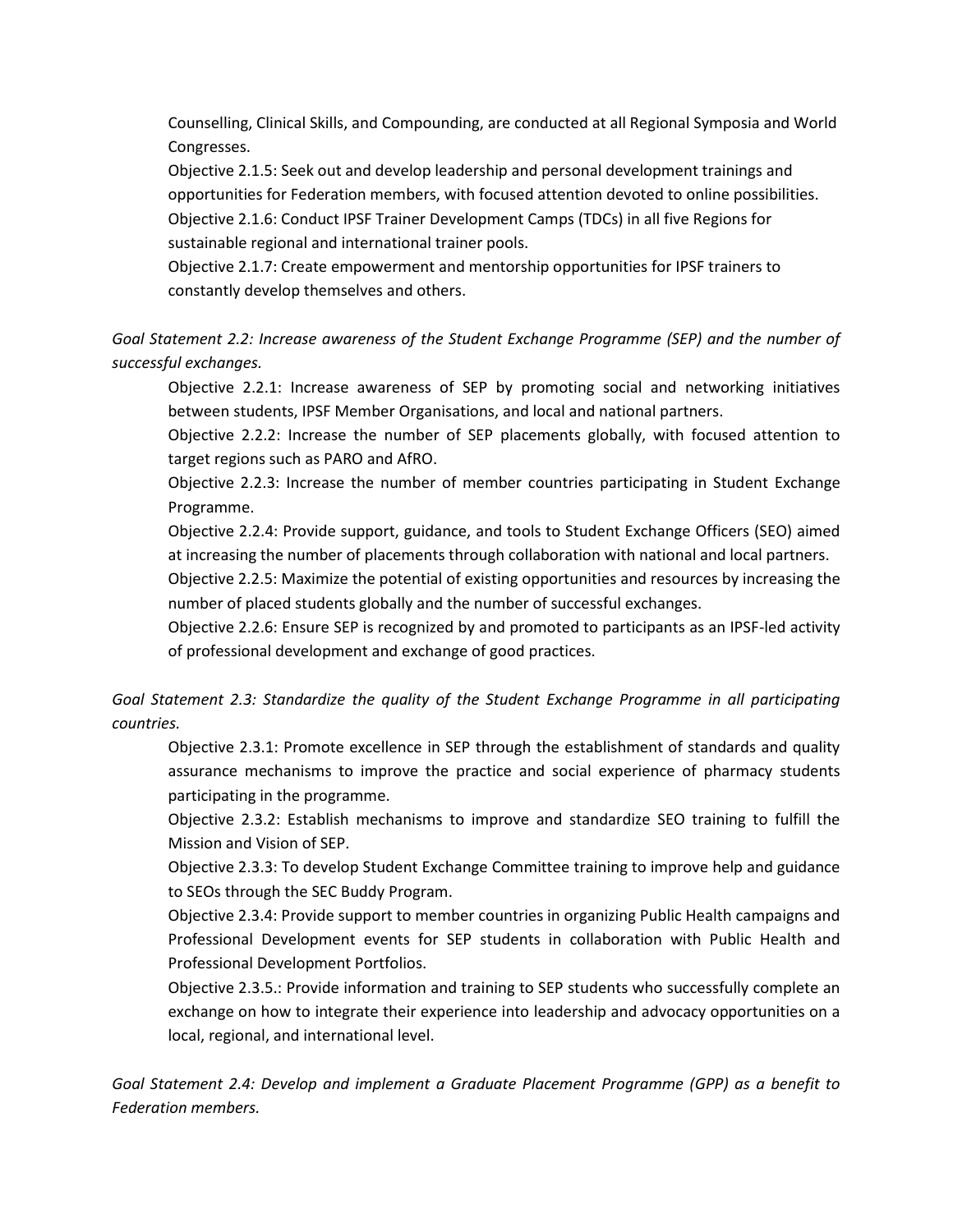Counselling, Clinical Skills, and Compounding, are conducted at all Regional Symposia and World Congresses.

Objective 2.1.5: Seek out and develop leadership and personal development trainings and opportunities for Federation members, with focused attention devoted to online possibilities.

Objective 2.1.6: Conduct IPSF Trainer Development Camps (TDCs) in all five Regions for sustainable regional and international trainer pools.

Objective 2.1.7: Create empowerment and mentorship opportunities for IPSF trainers to constantly develop themselves and others.

*Goal Statement 2.2: Increase awareness of the Student Exchange Programme (SEP) and the number of successful exchanges.*

Objective 2.2.1: Increase awareness of SEP by promoting social and networking initiatives between students, IPSF Member Organisations, and local and national partners.

Objective 2.2.2: Increase the number of SEP placements globally, with focused attention to target regions such as PARO and AfRO.

Objective 2.2.3: Increase the number of member countries participating in Student Exchange Programme.

Objective 2.2.4: Provide support, guidance, and tools to Student Exchange Officers (SEO) aimed at increasing the number of placements through collaboration with national and local partners.

Objective 2.2.5: Maximize the potential of existing opportunities and resources by increasing the number of placed students globally and the number of successful exchanges.

Objective 2.2.6: Ensure SEP is recognized by and promoted to participants as an IPSF-led activity of professional development and exchange of good practices.

*Goal Statement 2.3: Standardize the quality of the Student Exchange Programme in all participating countries.*

Objective 2.3.1: Promote excellence in SEP through the establishment of standards and quality assurance mechanisms to improve the practice and social experience of pharmacy students participating in the programme.

Objective 2.3.2: Establish mechanisms to improve and standardize SEO training to fulfill the Mission and Vision of SEP.

Objective 2.3.3: To develop Student Exchange Committee training to improve help and guidance to SEOs through the SEC Buddy Program.

Objective 2.3.4: Provide support to member countries in organizing Public Health campaigns and Professional Development events for SEP students in collaboration with Public Health and Professional Development Portfolios.

Objective 2.3.5.: Provide information and training to SEP students who successfully complete an exchange on how to integrate their experience into leadership and advocacy opportunities on a local, regional, and international level.

*Goal Statement 2.4: Develop and implement a Graduate Placement Programme (GPP) as a benefit to Federation members.*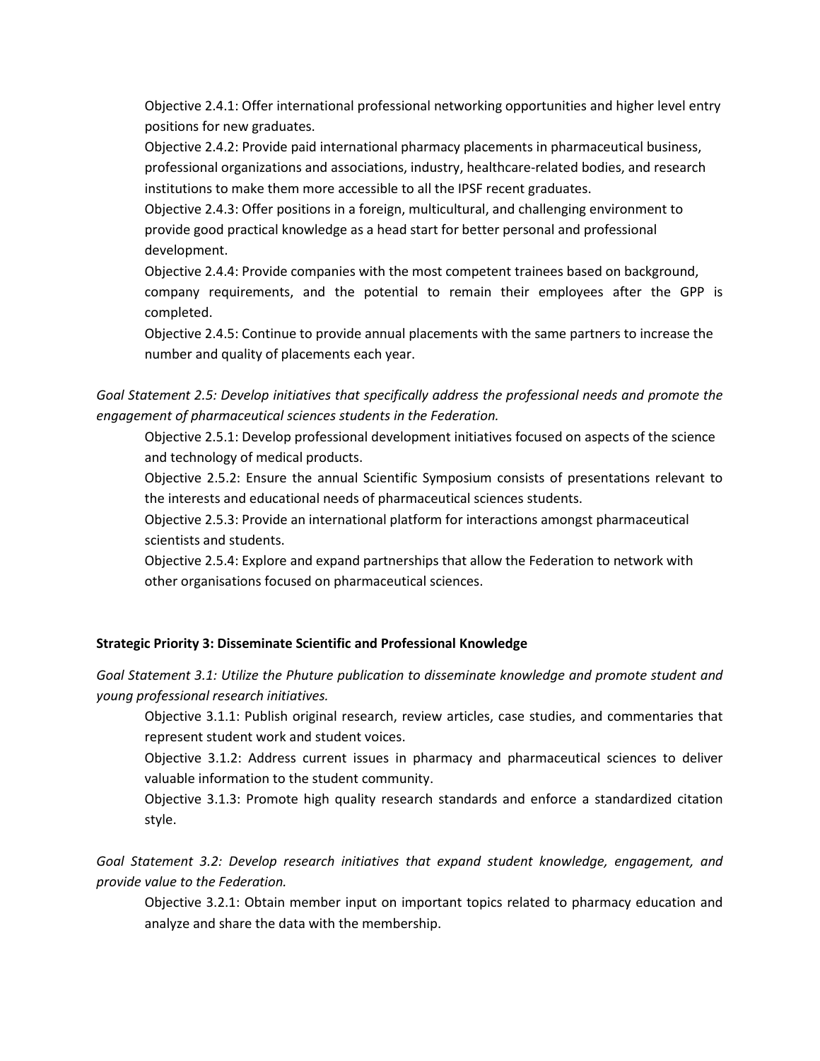Objective 2.4.1: Offer international professional networking opportunities and higher level entry positions for new graduates.

Objective 2.4.2: Provide paid international pharmacy placements in pharmaceutical business, professional organizations and associations, industry, healthcare-related bodies, and research institutions to make them more accessible to all the IPSF recent graduates.

Objective 2.4.3: Offer positions in a foreign, multicultural, and challenging environment to provide good practical knowledge as a head start for better personal and professional development.

Objective 2.4.4: Provide companies with the most competent trainees based on background, company requirements, and the potential to remain their employees after the GPP is completed.

Objective 2.4.5: Continue to provide annual placements with the same partners to increase the number and quality of placements each year.

*Goal Statement 2.5: Develop initiatives that specifically address the professional needs and promote the engagement of pharmaceutical sciences students in the Federation.*

Objective 2.5.1: Develop professional development initiatives focused on aspects of the science and technology of medical products.

Objective 2.5.2: Ensure the annual Scientific Symposium consists of presentations relevant to the interests and educational needs of pharmaceutical sciences students.

Objective 2.5.3: Provide an international platform for interactions amongst pharmaceutical scientists and students.

Objective 2.5.4: Explore and expand partnerships that allow the Federation to network with other organisations focused on pharmaceutical sciences.

**Strategic Priority 3: Disseminate Scientific and Professional Knowledge**

*Goal Statement 3.1: Utilize the Phuture publication to disseminate knowledge and promote student and young professional research initiatives.*

Objective 3.1.1: Publish original research, review articles, case studies, and commentaries that represent student work and student voices.

Objective 3.1.2: Address current issues in pharmacy and pharmaceutical sciences to deliver valuable information to the student community.

Objective 3.1.3: Promote high quality research standards and enforce a standardized citation style.

*Goal Statement 3.2: Develop research initiatives that expand student knowledge, engagement, and provide value to the Federation.*

Objective 3.2.1: Obtain member input on important topics related to pharmacy education and analyze and share the data with the membership.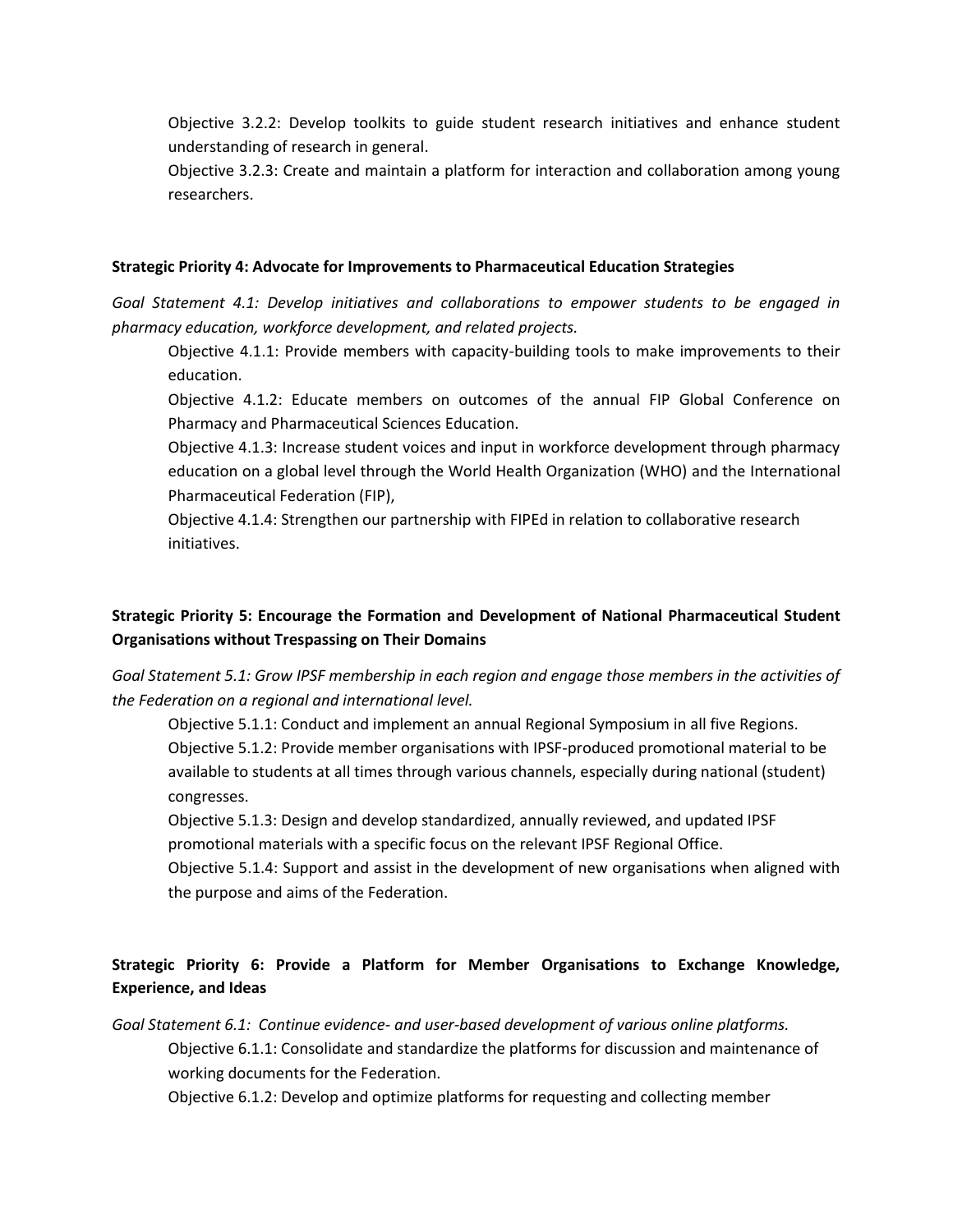Objective 3.2.2: Develop toolkits to guide student research initiatives and enhance student understanding of research in general.

Objective 3.2.3: Create and maintain a platform for interaction and collaboration among young researchers.

**Strategic Priority 4: Advocate for Improvements to Pharmaceutical Education Strategies**

*Goal Statement 4.1: Develop initiatives and collaborations to empower students to be engaged in pharmacy education, workforce development, and related projects.*

Objective 4.1.1: Provide members with capacity-building tools to make improvements to their education.

Objective 4.1.2: Educate members on outcomes of the annual FIP Global Conference on Pharmacy and Pharmaceutical Sciences Education.

Objective 4.1.3: Increase student voices and input in workforce development through pharmacy education on a global level through the World Health Organization (WHO) and the International Pharmaceutical Federation (FIP),

Objective 4.1.4: Strengthen our partnership with FIPEd in relation to collaborative research initiatives.

**Strategic Priority 5: Encourage the Formation and Development of National Pharmaceutical Student Organisations without Trespassing on Their Domains**

*Goal Statement 5.1: Grow IPSF membership in each region and engage those members in the activities of the Federation on a regional and international level.*

Objective 5.1.1: Conduct and implement an annual Regional Symposium in all five Regions.

Objective 5.1.2: Provide member organisations with IPSF-produced promotional material to be available to students at all times through various channels, especially during national (student) congresses.

Objective 5.1.3: Design and develop standardized, annually reviewed, and updated IPSF promotional materials with a specific focus on the relevant IPSF Regional Office.

Objective 5.1.4: Support and assist in the development of new organisations when aligned with the purpose and aims of the Federation.

**Strategic Priority 6: Provide a Platform for Member Organisations to Exchange Knowledge, Experience, and Ideas**

*Goal Statement 6.1: Continue evidence- and user-based development of various online platforms.*

Objective 6.1.1: Consolidate and standardize the platforms for discussion and maintenance of working documents for the Federation.

Objective 6.1.2: Develop and optimize platforms for requesting and collecting member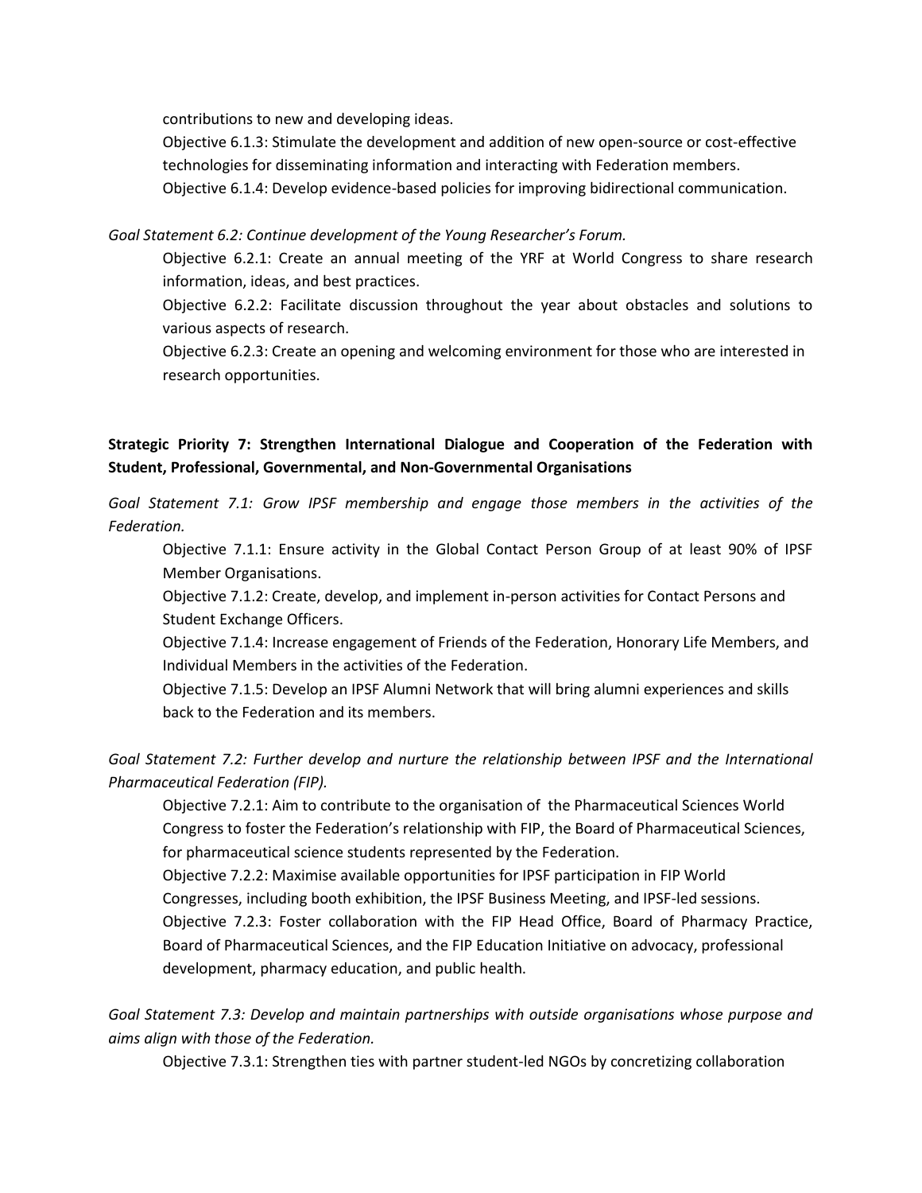contributions to new and developing ideas.

Objective 6.1.3: Stimulate the development and addition of new open-source or cost-effective technologies for disseminating information and interacting with Federation members.

Objective 6.1.4: Develop evidence-based policies for improving bidirectional communication.

*Goal Statement 6.2: Continue development of the Young Researcher's Forum.*

Objective 6.2.1: Create an annual meeting of the YRF at World Congress to share research information, ideas, and best practices.

Objective 6.2.2: Facilitate discussion throughout the year about obstacles and solutions to various aspects of research.

Objective 6.2.3: Create an opening and welcoming environment for those who are interested in research opportunities.

**Strategic Priority 7: Strengthen International Dialogue and Cooperation of the Federation with Student, Professional, Governmental, and Non-Governmental Organisations**

*Goal Statement 7.1: Grow IPSF membership and engage those members in the activities of the Federation.*

Objective 7.1.1: Ensure activity in the Global Contact Person Group of at least 90% of IPSF Member Organisations.

Objective 7.1.2: Create, develop, and implement in-person activities for Contact Persons and Student Exchange Officers.

Objective 7.1.4: Increase engagement of Friends of the Federation, Honorary Life Members, and Individual Members in the activities of the Federation.

Objective 7.1.5: Develop an IPSF Alumni Network that will bring alumni experiences and skills back to the Federation and its members.

*Goal Statement 7.2: Further develop and nurture the relationship between IPSF and the International Pharmaceutical Federation (FIP).*

Objective 7.2.1: Aim to contribute to the organisation of the Pharmaceutical Sciences World Congress to foster the Federation's relationship with FIP, the Board of Pharmaceutical Sciences, for pharmaceutical science students represented by the Federation.

Objective 7.2.2: Maximise available opportunities for IPSF participation in FIP World Congresses, including booth exhibition, the IPSF Business Meeting, and IPSF-led sessions.

Objective 7.2.3: Foster collaboration with the FIP Head Office, Board of Pharmacy Practice, Board of Pharmaceutical Sciences, and the FIP Education Initiative on advocacy, professional development, pharmacy education, and public health.

*Goal Statement 7.3: Develop and maintain partnerships with outside organisations whose purpose and aims align with those of the Federation.*

Objective 7.3.1: Strengthen ties with partner student-led NGOs by concretizing collaboration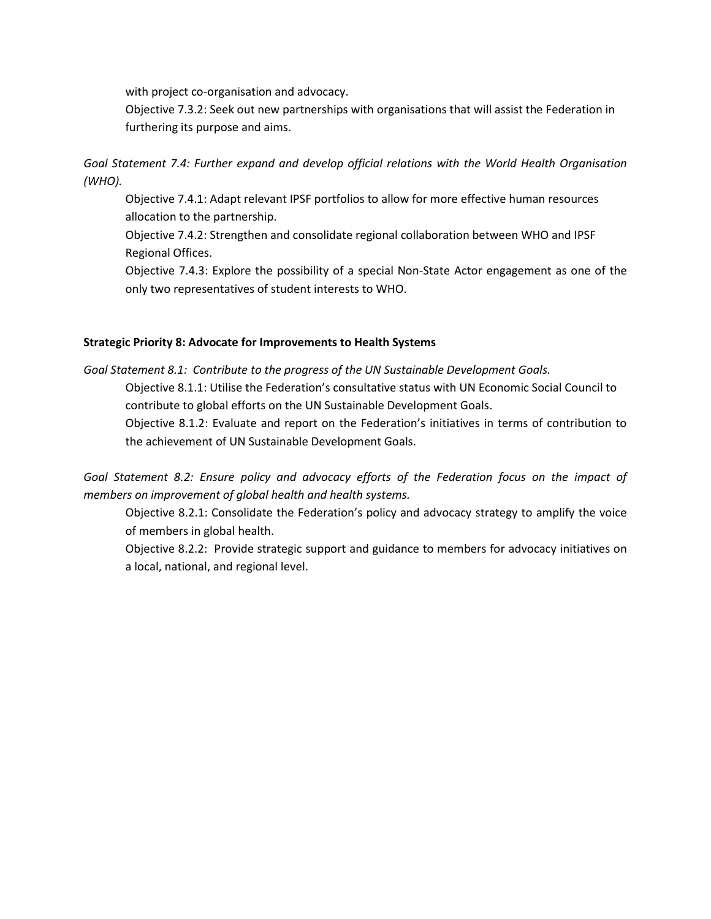with project co-organisation and advocacy.

Objective 7.3.2: Seek out new partnerships with organisations that will assist the Federation in furthering its purpose and aims.

*Goal Statement 7.4: Further expand and develop official relations with the World Health Organisation (WHO).*

Objective 7.4.1: Adapt relevant IPSF portfolios to allow for more effective human resources allocation to the partnership.

Objective 7.4.2: Strengthen and consolidate regional collaboration between WHO and IPSF Regional Offices.

Objective 7.4.3: Explore the possibility of a special Non-State Actor engagement as one of the only two representatives of student interests to WHO.

**Strategic Priority 8: Advocate for Improvements to Health Systems**

*Goal Statement 8.1: Contribute to the progress of the UN Sustainable Development Goals.*

Objective 8.1.1: Utilise the Federation's consultative status with UN Economic Social Council to contribute to global efforts on the UN Sustainable Development Goals.

Objective 8.1.2: Evaluate and report on the Federation's initiatives in terms of contribution to the achievement of UN Sustainable Development Goals.

*Goal Statement 8.2: Ensure policy and advocacy efforts of the Federation focus on the impact of members on improvement of global health and health systems.*

Objective 8.2.1: Consolidate the Federation's policy and advocacy strategy to amplify the voice of members in global health.

Objective 8.2.2: Provide strategic support and guidance to members for advocacy initiatives on a local, national, and regional level.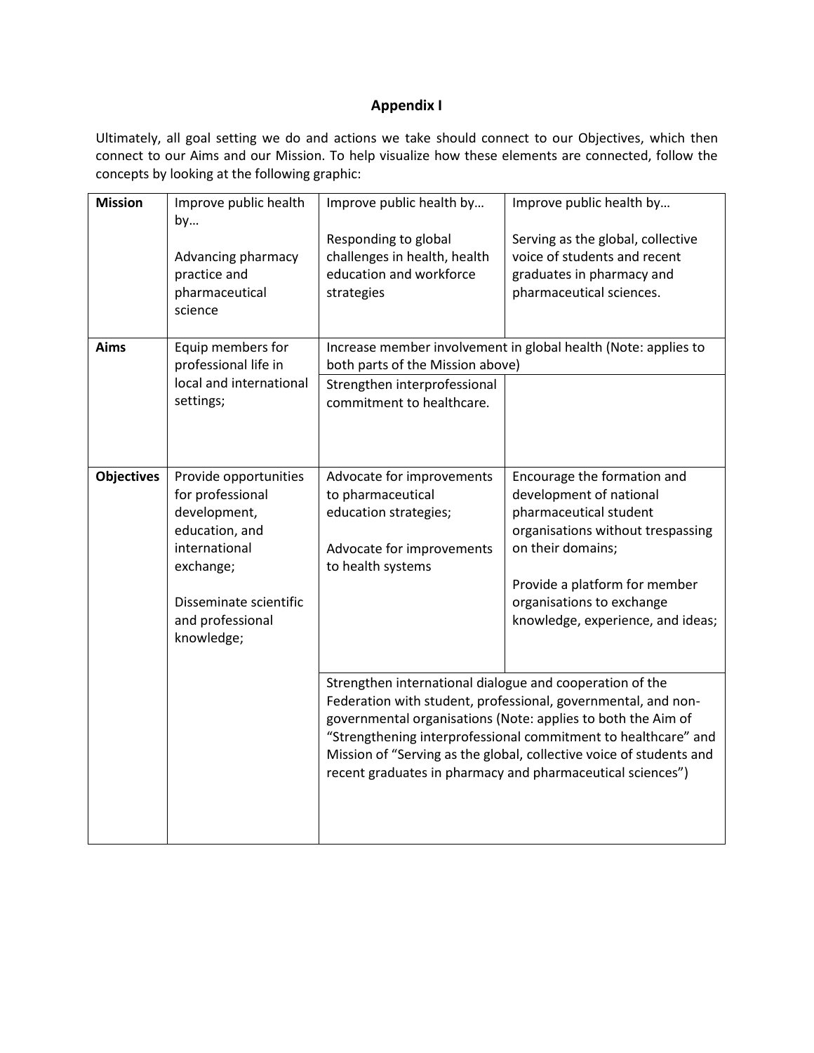# Appendix I

Ultimately, all goal setting we do and actions we take should connect to our Objectives, which then connect to our Aims and our Mission. To help visualize how these elements are connected, follow the concepts by looking at the following graphic:

| | | | |
|---|---|---|---|
| **Mission** | Improve public health by…<br><br>Advancing pharmacy practice and pharmaceutical science | Improve public health by…<br><br>Responding to global challenges in health, health education and workforce strategies | Improve public health by…<br><br>Serving as the global, collective voice of students and recent graduates in pharmacy and pharmaceutical sciences. |
| **Aims** | Equip members for professional life in local and international settings; | Increase member involvement in global health (Note: applies to both parts of the Mission above) | |
| | | Strengthen interprofessional commitment to healthcare. | |
| **Objectives** | Provide opportunities for professional development, education, and international exchange;<br><br>Disseminate scientific and professional knowledge; | Advocate for improvements to pharmaceutical education strategies;<br><br>Advocate for improvements to health systems | Encourage the formation and development of national pharmaceutical student organisations without trespassing on their domains;<br><br>Provide a platform for member organisations to exchange knowledge, experience, and ideas; |
| | | Strengthen international dialogue and cooperation of the Federation with student, professional, governmental, and non-governmental organisations (Note: applies to both the Aim of "Strengthening interprofessional commitment to healthcare" and Mission of "Serving as the global, collective voice of students and recent graduates in pharmacy and pharmaceutical sciences") | |